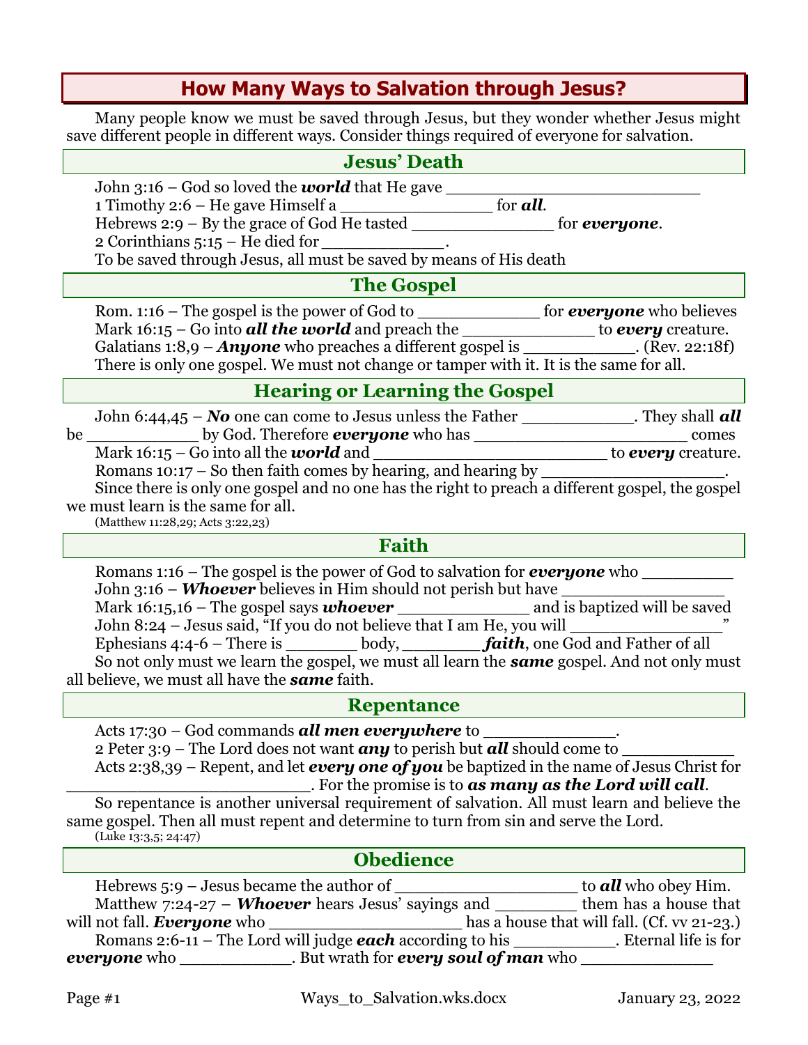# How Many Ways to Salvation through Jesus?

Many people know we must be saved through Jesus, but they wonder whether Jesus might save different people in different ways. Consider things required of everyone for salvation.

## Jesus' Death

John 3:16 – God so loved the ***world*** that He gave ________________________

1 Timothy 2:6 – He gave Himself a _______________ for ***all***.

Hebrews 2:9 – By the grace of God He tasted ______________ for ***everyone***.

2 Corinthians 5:15 – He died for ____________.

To be saved through Jesus, all must be saved by means of His death

## The Gospel

Rom. 1:16 – The gospel is the power of God to ____________ for ***everyone*** who believes

Mark 16:15 – Go into ***all the world*** and preach the _____________ to ***every*** creature.

Galatians 1:8,9 – ***Anyone*** who preaches a different gospel is ___________. (Rev. 22:18f)

There is only one gospel. We must not change or tamper with it. It is the same for all.

## Hearing or Learning the Gospel

John 6:44,45 – ***No*** one can come to Jesus unless the Father ___________. They shall ***all*** be ___________ by God. Therefore ***everyone*** who has ____________________ comes

Mark 16:15 – Go into all the ***world*** and ________________________ to ***every*** creature.

Romans 10:17 – So then faith comes by hearing, and hearing by __________________.

Since there is only one gospel and no one has the right to preach a different gospel, the gospel we must learn is the same for all.

(Matthew 11:28,29; Acts 3:22,23)

## Faith

Romans 1:16 – The gospel is the power of God to salvation for ***everyone*** who _________

John 3:16 – ***Whoever*** believes in Him should not perish but have ________________

Mark 16:15,16 – The gospel says ***whoever*** _____________ and is baptized will be saved

John 8:24 – Jesus said, "If you do not believe that I am He, you will _______________"

Ephesians 4:4-6 – There is _______ body, _______ ***faith***, one God and Father of all

So not only must we learn the gospel, we must all learn the ***same*** gospel. And not only must all believe, we must all have the ***same*** faith.

## Repentance

Acts 17:30 – God commands ***all men everywhere*** to _____________.

2 Peter 3:9 – The Lord does not want ***any*** to perish but ***all*** should come to ___________

Acts 2:38,39 – Repent, and let ***every one of you*** be baptized in the name of Jesus Christ for _________________________. For the promise is to ***as many as the Lord will call***.

So repentance is another universal requirement of salvation. All must learn and believe the same gospel. Then all must repent and determine to turn from sin and serve the Lord.

(Luke 13:3,5; 24:47)

## Obedience

Hebrews 5:9 – Jesus became the author of __________________ to ***all*** who obey Him.

Matthew 7:24-27 – ***Whoever*** hears Jesus' sayings and ________ them has a house that will not fall. ***Everyone*** who ___________________ has a house that will fall. (Cf. vv 21-23.)

Romans 2:6-11 – The Lord will judge ***each*** according to his __________. Eternal life is for ***everyone*** who ___________. But wrath for ***every soul of man*** who _____________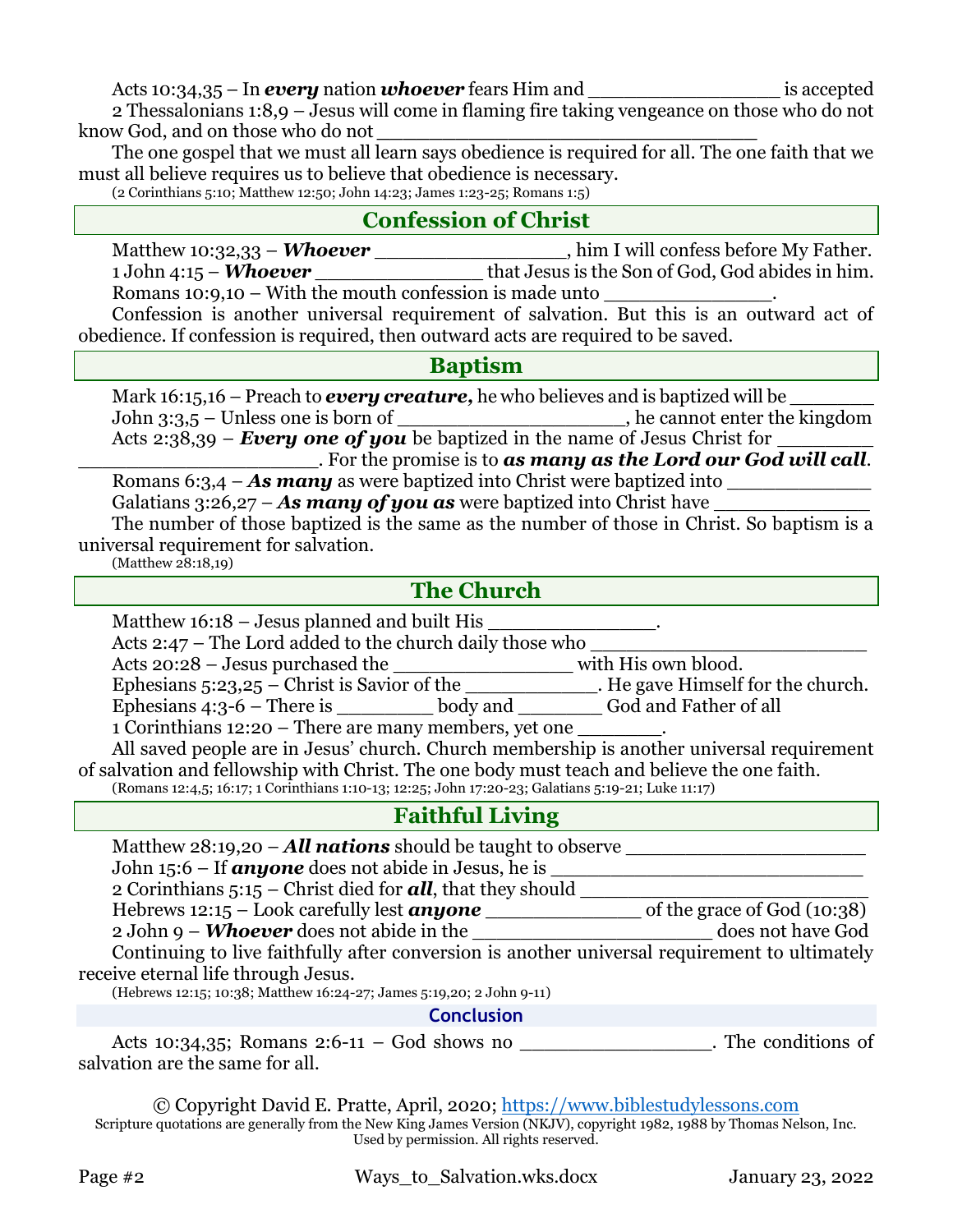Acts 10:34,35 – In ***every*** nation ***whoever*** fears Him and ________________ is accepted

2 Thessalonians 1:8,9 – Jesus will come in flaming fire taking vengeance on those who do not know God, and on those who do not ________________________________

The one gospel that we must all learn says obedience is required for all. The one faith that we must all believe requires us to believe that obedience is necessary.

(2 Corinthians 5:10; Matthew 12:50; John 14:23; James 1:23-25; Romans 1:5)

## Confession of Christ

Matthew 10:32,33 – ***Whoever*** ________________, him I will confess before My Father.

1 John 4:15 – ***Whoever*** ______________ that Jesus is the Son of God, God abides in him.

Romans 10:9,10 – With the mouth confession is made unto ______________.

Confession is another universal requirement of salvation. But this is an outward act of obedience. If confession is required, then outward acts are required to be saved.

## Baptism

Mark 16:15,16 – Preach to ***every creature,*** he who believes and is baptized will be _______

John 3:3,5 – Unless one is born of ____________________, he cannot enter the kingdom

Acts 2:38,39 – ***Every one of you*** be baptized in the name of Jesus Christ for ________ ____________________. For the promise is to ***as many as the Lord our God will call***.

Romans 6:3,4 – ***As many*** as were baptized into Christ were baptized into ____________

Galatians 3:26,27 – ***As many of you as*** were baptized into Christ have _____________

The number of those baptized is the same as the number of those in Christ. So baptism is a universal requirement for salvation.

(Matthew 28:18,19)

## The Church

Matthew 16:18 – Jesus planned and built His ______________.

Acts 2:47 – The Lord added to the church daily those who ________________________

Acts 20:28 – Jesus purchased the _______________ with His own blood.

Ephesians 5:23,25 – Christ is Savior of the ___________. He gave Himself for the church.

Ephesians 4:3-6 – There is ________ body and _______ God and Father of all

1 Corinthians 12:20 – There are many members, yet one _______.

All saved people are in Jesus' church. Church membership is another universal requirement of salvation and fellowship with Christ. The one body must teach and believe the one faith.

(Romans 12:4,5; 16:17; 1 Corinthians 1:10-13; 12:25; John 17:20-23; Galatians 5:19-21; Luke 11:17)

## Faithful Living

Matthew 28:19,20 – ***All nations*** should be taught to observe ___________________

John 15:6 – If ***anyone*** does not abide in Jesus, he is _________________________

2 Corinthians 5:15 – Christ died for ***all***, that they should _________________________

Hebrews 12:15 – Look carefully lest ***anyone*** _____________ of the grace of God (10:38)

2 John 9 – ***Whoever*** does not abide in the ____________________ does not have God

Continuing to live faithfully after conversion is another universal requirement to ultimately receive eternal life through Jesus.

(Hebrews 12:15; 10:38; Matthew 16:24-27; James 5:19,20; 2 John 9-11)

## Conclusion

Acts 10:34,35; Romans 2:6-11 – God shows no ________________. The conditions of salvation are the same for all.

© Copyright David E. Pratte, April, 2020; https://www.biblestudylessons.com

Scripture quotations are generally from the New King James Version (NKJV), copyright 1982, 1988 by Thomas Nelson, Inc. Used by permission. All rights reserved.